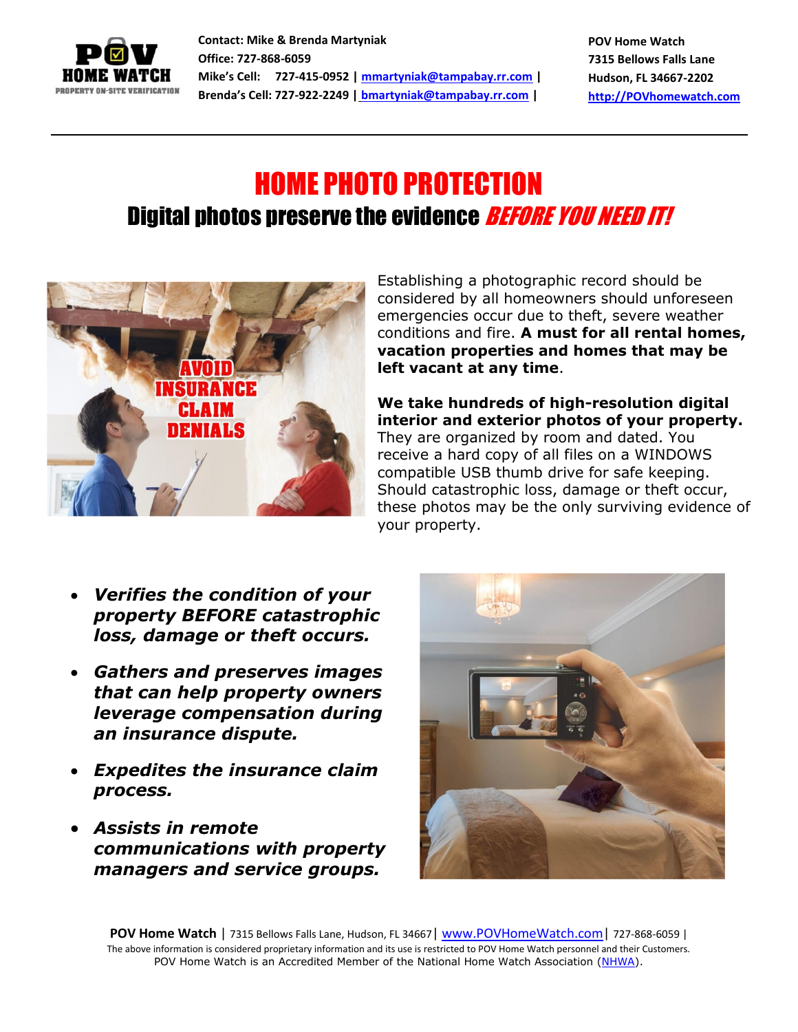Contact: Mike & Brenda Martyniak
Office: 727-868-6059
Mike's Cell: 727-415-0952 | mmartyniak@tampabay.rr.com |
Brenda's Cell: 727-922-2249 | bmartyniak@tampabay.rr.com |

POV Home Watch
7315 Bellows Falls Lane
Hudson, FL 34667-2202
http://POVhomewatch.com

# HOME PHOTO PROTECTION

## Digital photos preserve the evidence *BEFORE YOU NEED IT!*

Establishing a photographic record should be considered by all homeowners should unforeseen emergencies occur due to theft, severe weather conditions and fire. **A must for all rental homes, vacation properties and homes that may be left vacant at any time**.

**We take hundreds of high-resolution digital interior and exterior photos of your property.** They are organized by room and dated. You receive a hard copy of all files on a WINDOWS compatible USB thumb drive for safe keeping. Should catastrophic loss, damage or theft occur, these photos may be the only surviving evidence of your property.

- ***Verifies the condition of your property BEFORE catastrophic loss, damage or theft occurs.***
- ***Gathers and preserves images that can help property owners leverage compensation during an insurance dispute.***
- ***Expedites the insurance claim process.***
- ***Assists in remote communications with property managers and service groups.***

**POV Home Watch** | 7315 Bellows Falls Lane, Hudson, FL 34667 | www.POVHomeWatch.com | 727-868-6059 |
The above information is considered proprietary information and its use is restricted to POV Home Watch personnel and their Customers.
POV Home Watch is an Accredited Member of the National Home Watch Association (NHWA).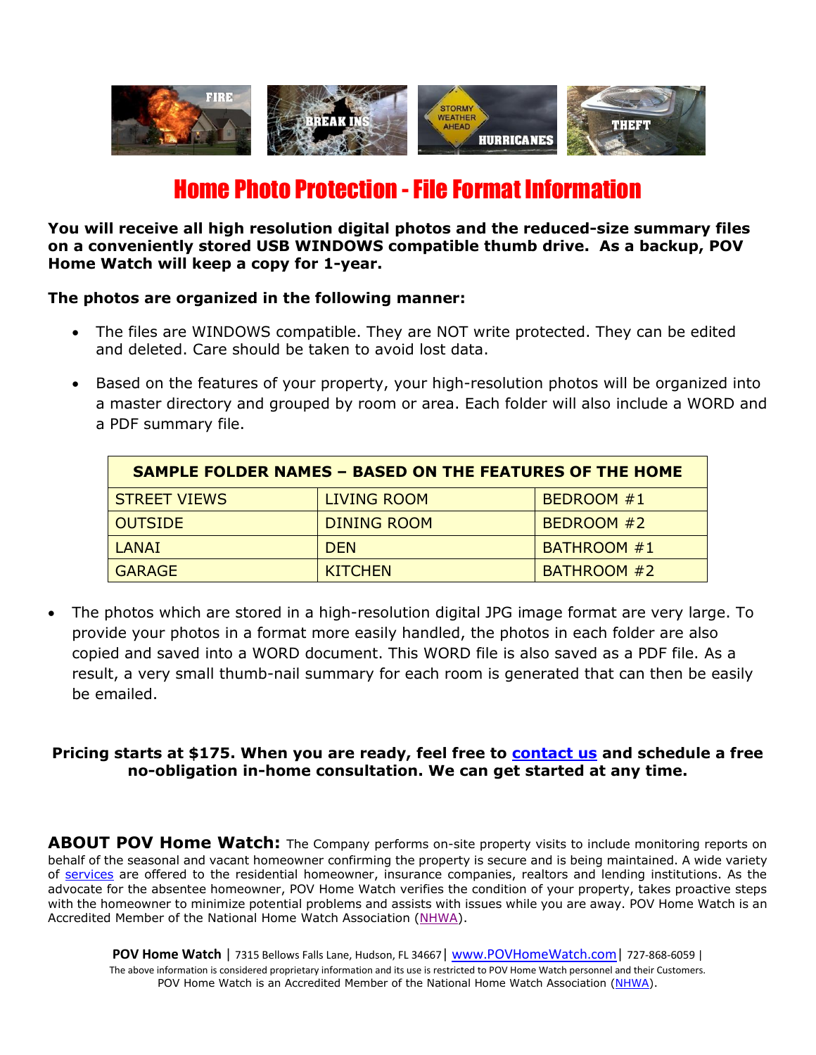# Home Photo Protection - File Format Information

**You will receive all high resolution digital photos and the reduced-size summary files on a conveniently stored USB WINDOWS compatible thumb drive. As a backup, POV Home Watch will keep a copy for 1-year.**

**The photos are organized in the following manner:**

- The files are WINDOWS compatible. They are NOT write protected. They can be edited and deleted. Care should be taken to avoid lost data.
- Based on the features of your property, your high-resolution photos will be organized into a master directory and grouped by room or area. Each folder will also include a WORD and a PDF summary file.

| SAMPLE FOLDER NAMES – BASED ON THE FEATURES OF THE HOME | | |
|---|---|---|
| STREET VIEWS | LIVING ROOM | BEDROOM #1 |
| OUTSIDE | DINING ROOM | BEDROOM #2 |
| LANAI | DEN | BATHROOM #1 |
| GARAGE | KITCHEN | BATHROOM #2 |

- The photos which are stored in a high-resolution digital JPG image format are very large. To provide your photos in a format more easily handled, the photos in each folder are also copied and saved into a WORD document. This WORD file is also saved as a PDF file. As a result, a very small thumb-nail summary for each room is generated that can then be easily be emailed.

**Pricing starts at $175. When you are ready, feel free to contact us and schedule a free no-obligation in-home consultation. We can get started at any time.**

**ABOUT POV Home Watch:** The Company performs on-site property visits to include monitoring reports on behalf of the seasonal and vacant homeowner confirming the property is secure and is being maintained. A wide variety of services are offered to the residential homeowner, insurance companies, realtors and lending institutions. As the advocate for the absentee homeowner, POV Home Watch verifies the condition of your property, takes proactive steps with the homeowner to minimize potential problems and assists with issues while you are away. POV Home Watch is an Accredited Member of the National Home Watch Association (NHWA).

**POV Home Watch** | 7315 Bellows Falls Lane, Hudson, FL 34667 | www.POVHomeWatch.com | 727-868-6059 |
The above information is considered proprietary information and its use is restricted to POV Home Watch personnel and their Customers.
POV Home Watch is an Accredited Member of the National Home Watch Association (NHWA).